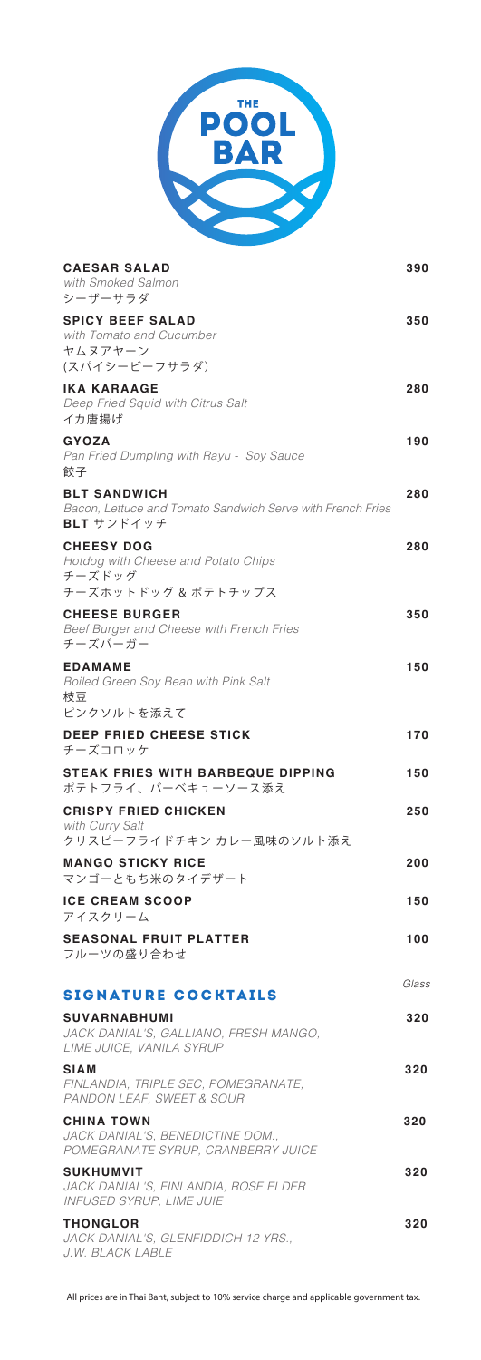# THE POOL BAR

**CAESAR SALAD** — 390
*with Smoked Salmon*
シーザーサラダ

**SPICY BEEF SALAD** — 350
*with Tomato and Cucumber*
ヤムヌアヤーン
(スパイシービーフサラダ)

**IKA KARAAGE** — 280
*Deep Fried Squid with Citrus Salt*
イカ唐揚げ

**GYOZA** — 190
*Pan Fried Dumpling with Rayu - Soy Sauce*
餃子

**BLT SANDWICH** — 280
*Bacon, Lettuce and Tomato Sandwich Serve with French Fries*
**BLT** サンドイッチ

**CHEESY DOG** — 280
*Hotdog with Cheese and Potato Chips*
チーズドッグ
チーズホットドッグ & ポテトチップス

**CHEESE BURGER** — 350
*Beef Burger and Cheese with French Fries*
チーズバーガー

**EDAMAME** — 150
*Boiled Green Soy Bean with Pink Salt*
枝豆
ピンクソルトを添えて

**DEEP FRIED CHEESE STICK** — 170
チーズコロッケ

**STEAK FRIES WITH BARBEQUE DIPPING** — 150
ポテトフライ、バーベキューソース添え

**CRISPY FRIED CHICKEN** — 250
*with Curry Salt*
クリスピーフライドチキン カレー風味のソルト添え

**MANGO STICKY RICE** — 200
マンゴーともち米のタイデザート

**ICE CREAM SCOOP** — 150
アイスクリーム

**SEASONAL FRUIT PLATTER** — 100
フルーツの盛り合わせ

## SIGNATURE COCKTAILS

*Glass*

**SUVARNABHUMI** — 320
*JACK DANIAL'S, GALLIANO, FRESH MANGO, LIME JUICE, VANILA SYRUP*

**SIAM** — 320
*FINLANDIA, TRIPLE SEC, POMEGRANATE, PANDON LEAF, SWEET & SOUR*

**CHINA TOWN** — 320
*JACK DANIAL'S, BENEDICTINE DOM., POMEGRANATE SYRUP, CRANBERRY JUICE*

**SUKHUMVIT** — 320
*JACK DANIAL'S, FINLANDIA, ROSE ELDER INFUSED SYRUP, LIME JUIE*

**THONGLOR** — 320
*JACK DANIAL'S, GLENFIDDICH 12 YRS., J.W. BLACK LABLE*

All prices are in Thai Baht, subject to 10% service charge and applicable government tax.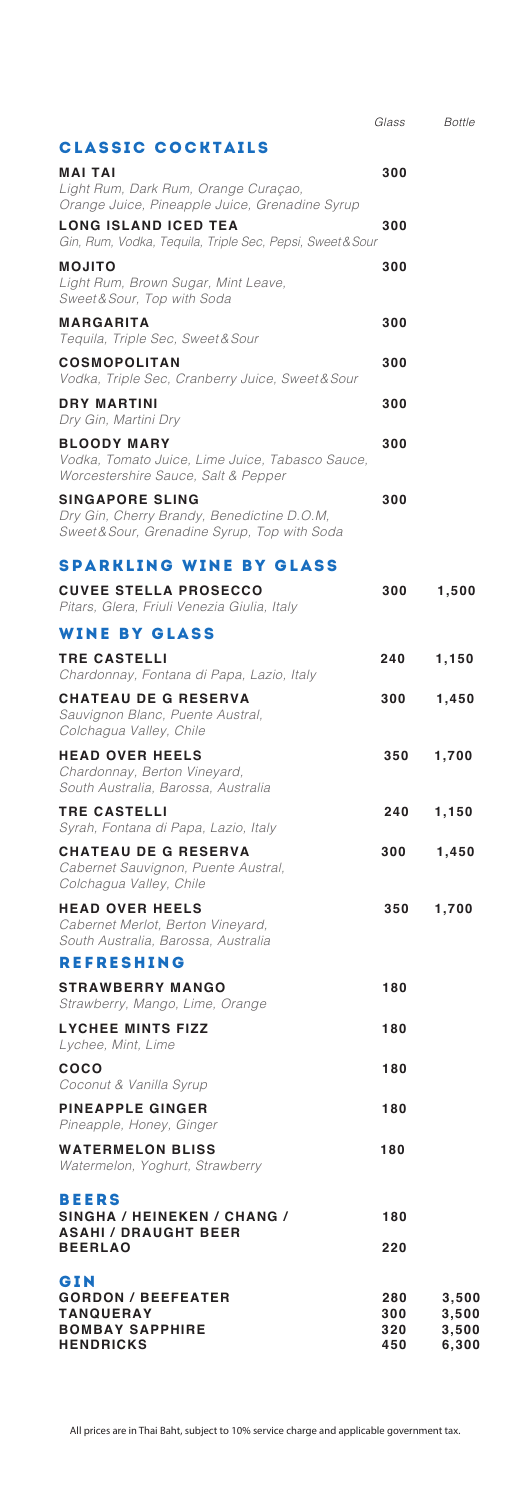| | Glass | Bottle |
|---|---|---|
| **CLASSIC COCKTAILS** | | |
| **MAI TAI**<br>*Light Rum, Dark Rum, Orange Curaçao, Orange Juice, Pineapple Juice, Grenadine Syrup* | 300 | |
| **LONG ISLAND ICED TEA**<br>*Gin, Rum, Vodka, Tequila, Triple Sec, Pepsi, Sweet & Sour* | 300 | |
| **MOJITO**<br>*Light Rum, Brown Sugar, Mint Leave, Sweet & Sour, Top with Soda* | 300 | |
| **MARGARITA**<br>*Tequila, Triple Sec, Sweet & Sour* | 300 | |
| **COSMOPOLITAN**<br>*Vodka, Triple Sec, Cranberry Juice, Sweet & Sour* | 300 | |
| **DRY MARTINI**<br>*Dry Gin, Martini Dry* | 300 | |
| **BLOODY MARY**<br>*Vodka, Tomato Juice, Lime Juice, Tabasco Sauce, Worcestershire Sauce, Salt & Pepper* | 300 | |
| **SINGAPORE SLING**<br>*Dry Gin, Cherry Brandy, Benedictine D.O.M, Sweet & Sour, Grenadine Syrup, Top with Soda* | 300 | |
| **SPARKLING WINE BY GLASS** | | |
| **CUVEE STELLA PROSECCO**<br>*Pitars, Glera, Friuli Venezia Giulia, Italy* | 300 | 1,500 |
| **WINE BY GLASS** | | |
| **TRE CASTELLI**<br>*Chardonnay, Fontana di Papa, Lazio, Italy* | 240 | 1,150 |
| **CHATEAU DE G RESERVA**<br>*Sauvignon Blanc, Puente Austral, Colchagua Valley, Chile* | 300 | 1,450 |
| **HEAD OVER HEELS**<br>*Chardonnay, Berton Vineyard, South Australia, Barossa, Australia* | 350 | 1,700 |
| **TRE CASTELLI**<br>*Syrah, Fontana di Papa, Lazio, Italy* | 240 | 1,150 |
| **CHATEAU DE G RESERVA**<br>*Cabernet Sauvignon, Puente Austral, Colchagua Valley, Chile* | 300 | 1,450 |
| **HEAD OVER HEELS**<br>*Cabernet Merlot, Berton Vineyard, South Australia, Barossa, Australia* | 350 | 1,700 |
| **REFRESHING** | | |
| **STRAWBERRY MANGO**<br>*Strawberry, Mango, Lime, Orange* | 180 | |
| **LYCHEE MINTS FIZZ**<br>*Lychee, Mint, Lime* | 180 | |
| **COCO**<br>*Coconut & Vanilla Syrup* | 180 | |
| **PINEAPPLE GINGER**<br>*Pineapple, Honey, Ginger* | 180 | |
| **WATERMELON BLISS**<br>*Watermelon, Yoghurt, Strawberry* | 180 | |
| **BEERS** | | |
| **SINGHA / HEINEKEN / CHANG / ASAHI / DRAUGHT BEER** | 180 | |
| **BEERLAO** | 220 | |
| **GIN** | | |
| **GORDON / BEEFEATER** | 280 | 3,500 |
| **TANQUERAY** | 300 | 3,500 |
| **BOMBAY SAPPHIRE** | 320 | 3,500 |
| **HENDRICKS** | 450 | 6,300 |

All prices are in Thai Baht, subject to 10% service charge and applicable government tax.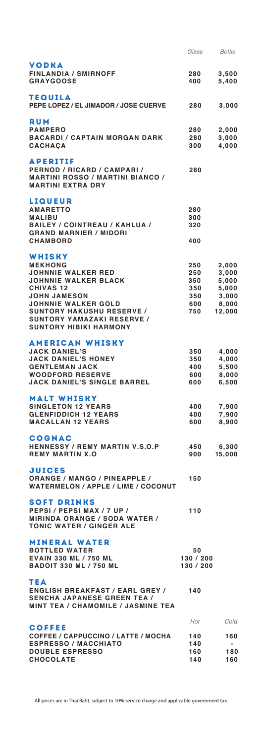| | Glass | Bottle |
|---|---|---|
| **VODKA** | | |
| FINLANDIA / SMIRNOFF | 280 | 3,500 |
| GRAYGOOSE | 400 | 5,400 |
| **TEQUILA** | | |
| PEPE LOPEZ / EL JIMADOR / JOSE CUERVE | 280 | 3,000 |
| **RUM** | | |
| PAMPERO | 280 | 2,000 |
| BACARDI / CAPTAIN MORGAN DARK | 280 | 3,000 |
| CACHAÇA | 300 | 4,000 |
| **APERITIF** | | |
| PERNOD / RICARD / CAMPARI / MARTINI ROSSO / MARTINI BIANCO / MARTINI EXTRA DRY | 280 | |
| **LIQUEUR** | | |
| AMARETTO | 280 | |
| MALIBU | 300 | |
| BAILEY / COINTREAU / KAHLUA / GRAND MARNIER / MIDORI | 320 | |
| CHAMBORD | 400 | |
| **WHISKY** | | |
| MEKHONG | 250 | 2,000 |
| JOHNNIE WALKER RED | 250 | 3,000 |
| JOHNNIE WALKER BLACK | 350 | 5,000 |
| CHIVAS 12 | 350 | 5,000 |
| JOHN JAMESON | 350 | 3,000 |
| JOHNNIE WALKER GOLD | 600 | 8,000 |
| SUNTORY HAKUSHU RESERVE / SUNTORY YAMAZAKI RESERVE / SUNTORY HIBIKI HARMONY | 750 | 12,000 |
| **AMERICAN WHISKY** | | |
| JACK DANIEL'S | 350 | 4,000 |
| JACK DANIEL'S HONEY | 350 | 4,000 |
| GENTLEMAN JACK | 400 | 5,500 |
| WOODFORD RESERVE | 600 | 8,000 |
| JACK DANIEL'S SINGLE BARREL | 600 | 6,500 |
| **MALT WHISKY** | | |
| SINGLETON 12 YEARS | 400 | 7,900 |
| GLENFIDDICH 12 YEARS | 400 | 7,900 |
| MACALLAN 12 YEARS | 600 | 8,900 |
| **COGNAC** | | |
| HENNESSY / REMY MARTIN V.S.O.P | 450 | 6,300 |
| REMY MARTIN X.O | 900 | 15,000 |
| **JUICES** | | |
| ORANGE / MANGO / PINEAPPLE / WATERMELON / APPLE / LIME / COCONUT | 150 | |
| **SOFT DRINKS** | | |
| PEPSI / PEPSI MAX / 7 UP / MIRINDA ORANGE / SODA WATER / TONIC WATER / GINGER ALE | 110 | |
| **MINERAL WATER** | | |
| BOTTLED WATER | 50 | |
| EVAIN 330 ML / 750 ML | 130 / 200 | |
| BADOIT 330 ML / 750 ML | 130 / 200 | |
| **TEA** | | |
| ENGLISH BREAKFAST / EARL GREY / SENCHA JAPANESE GREEN TEA / MINT TEA / CHAMOMILE / JASMINE TEA | 140 | |

| **COFFEE** | Hot | Cold |
|---|---|---|
| COFFEE / CAPPUCCINO / LATTE / MOCHA | 140 | 160 |
| ESPRESSO / MACCHIATO | 140 | - |
| DOUBLE ESPRESSO | 160 | 180 |
| CHOCOLATE | 140 | 160 |

All prices are in Thai Baht, subject to 10% service charge and applicable government tax.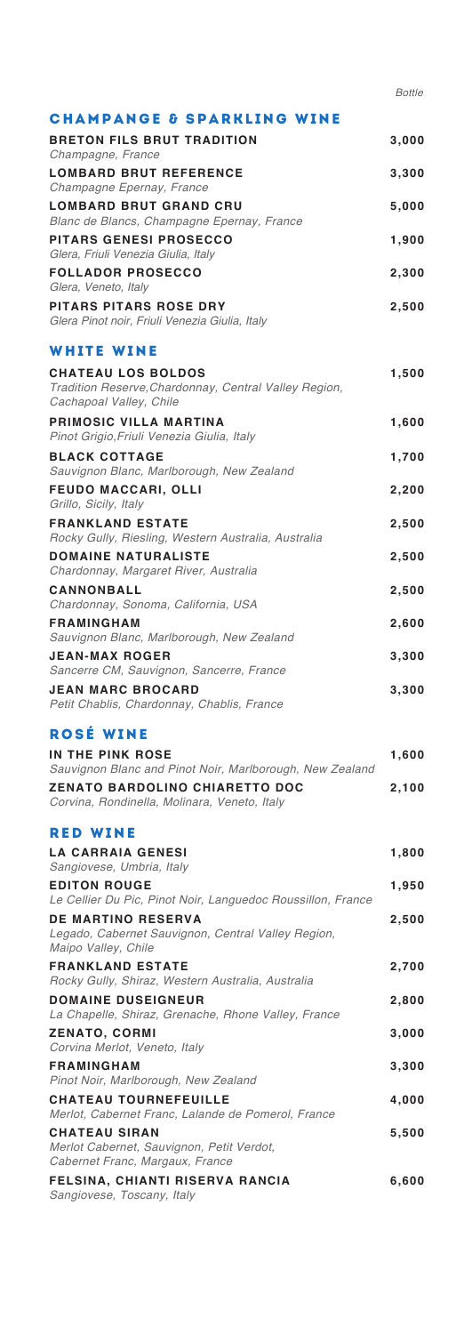*Bottle*

## CHAMPANGE & SPARKLING WINE

| | |
|---|---|
| **BRETON FILS BRUT TRADITION**<br>*Champagne, France* | 3,000 |
| **LOMBARD BRUT REFERENCE**<br>*Champagne Epernay, France* | 3,300 |
| **LOMBARD BRUT GRAND CRU**<br>*Blanc de Blancs, Champagne Epernay, France* | 5,000 |
| **PITARS GENESI PROSECCO**<br>*Glera, Friuli Venezia Giulia, Italy* | 1,900 |
| **FOLLADOR PROSECCO**<br>*Glera, Veneto, Italy* | 2,300 |
| **PITARS PITARS ROSE DRY**<br>*Glera Pinot noir, Friuli Venezia Giulia, Italy* | 2,500 |

## WHITE WINE

| | |
|---|---|
| **CHATEAU LOS BOLDOS**<br>*Tradition Reserve,Chardonnay, Central Valley Region, Cachapoal Valley, Chile* | 1,500 |
| **PRIMOSIC VILLA MARTINA**<br>*Pinot Grigio,Friuli Venezia Giulia, Italy* | 1,600 |
| **BLACK COTTAGE**<br>*Sauvignon Blanc, Marlborough, New Zealand* | 1,700 |
| **FEUDO MACCARI, OLLI**<br>*Grillo, Sicily, Italy* | 2,200 |
| **FRANKLAND ESTATE**<br>*Rocky Gully, Riesling, Western Australia, Australia* | 2,500 |
| **DOMAINE NATURALISTE**<br>*Chardonnay, Margaret River, Australia* | 2,500 |
| **CANNONBALL**<br>*Chardonnay, Sonoma, California, USA* | 2,500 |
| **FRAMINGHAM**<br>*Sauvignon Blanc, Marlborough, New Zealand* | 2,600 |
| **JEAN-MAX ROGER**<br>*Sancerre CM, Sauvignon, Sancerre, France* | 3,300 |
| **JEAN MARC BROCARD**<br>*Petit Chablis, Chardonnay, Chablis, France* | 3,300 |

## ROSÉ WINE

| | |
|---|---|
| **IN THE PINK ROSE**<br>*Sauvignon Blanc and Pinot Noir, Marlborough, New Zealand* | 1,600 |
| **ZENATO BARDOLINO CHIARETTO DOC**<br>*Corvina, Rondinella, Molinara, Veneto, Italy* | 2,100 |

## RED WINE

| | |
|---|---|
| **LA CARRAIA GENESI**<br>*Sangiovese, Umbria, Italy* | 1,800 |
| **EDITON ROUGE**<br>*Le Cellier Du Pic, Pinot Noir, Languedoc Roussillon, France* | 1,950 |
| **DE MARTINO RESERVA**<br>*Legado, Cabernet Sauvignon, Central Valley Region, Maipo Valley, Chile* | 2,500 |
| **FRANKLAND ESTATE**<br>*Rocky Gully, Shiraz, Western Australia, Australia* | 2,700 |
| **DOMAINE DUSEIGNEUR**<br>*La Chapelle, Shiraz, Grenache, Rhone Valley, France* | 2,800 |
| **ZENATO, CORMI**<br>*Corvina Merlot, Veneto, Italy* | 3,000 |
| **FRAMINGHAM**<br>*Pinot Noir, Marlborough, New Zealand* | 3,300 |
| **CHATEAU TOURNEFEUILLE**<br>*Merlot, Cabernet Franc, Lalande de Pomerol, France* | 4,000 |
| **CHATEAU SIRAN**<br>*Merlot Cabernet, Sauvignon, Petit Verdot, Cabernet Franc, Margaux, France* | 5,500 |
| **FELSINA, CHIANTI RISERVA RANCIA**<br>*Sangiovese, Toscany, Italy* | 6,600 |